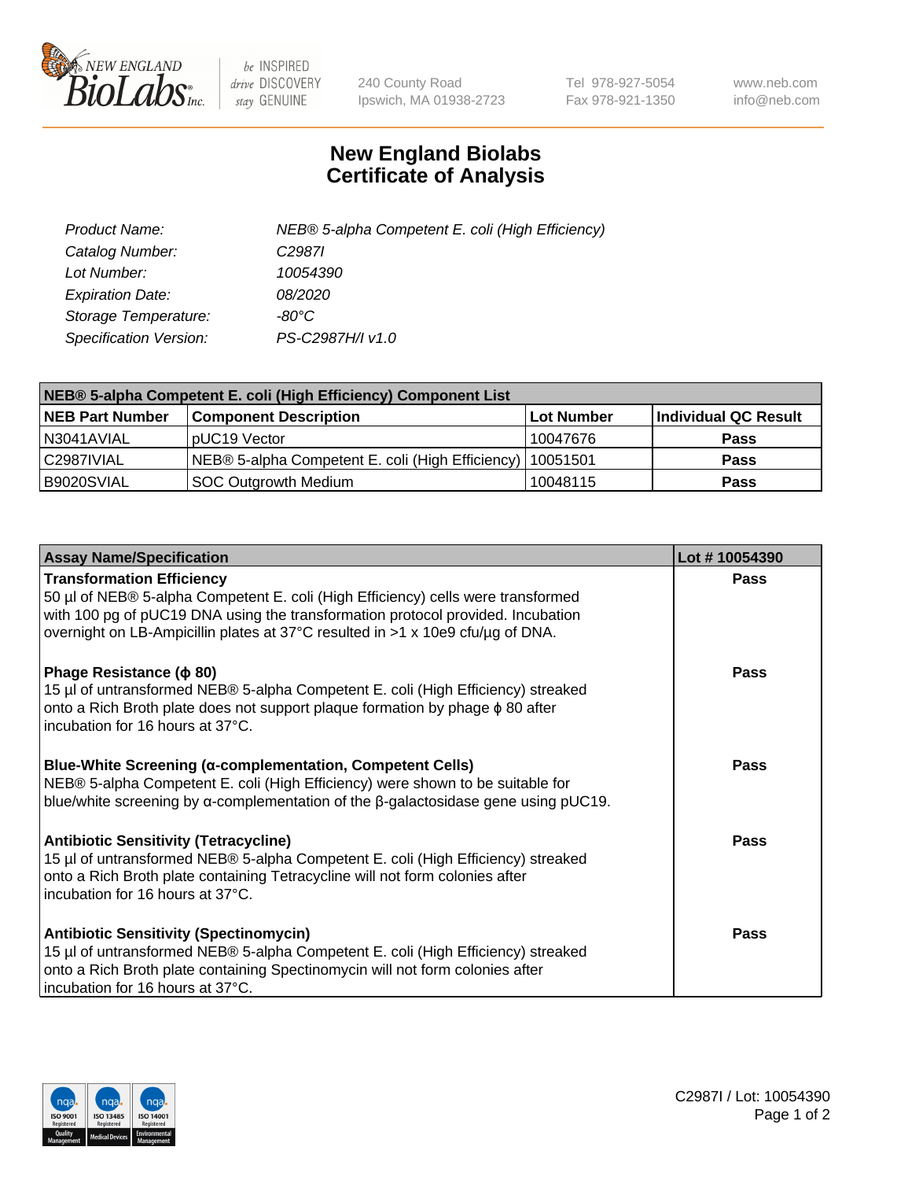New England BioLabs Inc. — be INSPIRED drive DISCOVERY stay GENUINE

240 County Road
Ipswich, MA 01938-2723

Tel 978-927-5054
Fax 978-921-1350

www.neb.com
info@neb.com

# New England Biolabs Certificate of Analysis

| | |
|---|---|
| *Product Name:* | *NEB® 5-alpha Competent E. coli (High Efficiency)* |
| *Catalog Number:* | *C2987I* |
| *Lot Number:* | *10054390* |
| *Expiration Date:* | *08/2020* |
| *Storage Temperature:* | *-80°C* |
| *Specification Version:* | *PS-C2987H/I v1.0* |

| NEB® 5-alpha Competent E. coli (High Efficiency) Component List | | | |
|---|---|---|---|
| **NEB Part Number** | **Component Description** | **Lot Number** | **Individual QC Result** |
| N3041AVIAL | pUC19 Vector | 10047676 | **Pass** |
| C2987IVIAL | NEB® 5-alpha Competent E. coli (High Efficiency) | 10051501 | **Pass** |
| B9020SVIAL | SOC Outgrowth Medium | 10048115 | **Pass** |

| Assay Name/Specification | Lot # 10054390 |
|---|---|
| **Transformation Efficiency**<br>50 µl of NEB® 5-alpha Competent E. coli (High Efficiency) cells were transformed with 100 pg of pUC19 DNA using the transformation protocol provided. Incubation overnight on LB-Ampicillin plates at 37°C resulted in >1 x 10e9 cfu/µg of DNA. | **Pass** |
| **Phage Resistance (ϕ 80)**<br>15 µl of untransformed NEB® 5-alpha Competent E. coli (High Efficiency) streaked onto a Rich Broth plate does not support plaque formation by phage ϕ 80 after incubation for 16 hours at 37°C. | **Pass** |
| **Blue-White Screening (α-complementation, Competent Cells)**<br>NEB® 5-alpha Competent E. coli (High Efficiency) were shown to be suitable for blue/white screening by α-complementation of the β-galactosidase gene using pUC19. | **Pass** |
| **Antibiotic Sensitivity (Tetracycline)**<br>15 µl of untransformed NEB® 5-alpha Competent E. coli (High Efficiency) streaked onto a Rich Broth plate containing Tetracycline will not form colonies after incubation for 16 hours at 37°C. | **Pass** |
| **Antibiotic Sensitivity (Spectinomycin)**<br>15 µl of untransformed NEB® 5-alpha Competent E. coli (High Efficiency) streaked onto a Rich Broth plate containing Spectinomycin will not form colonies after incubation for 16 hours at 37°C. | **Pass** |

C2987I / Lot: 10054390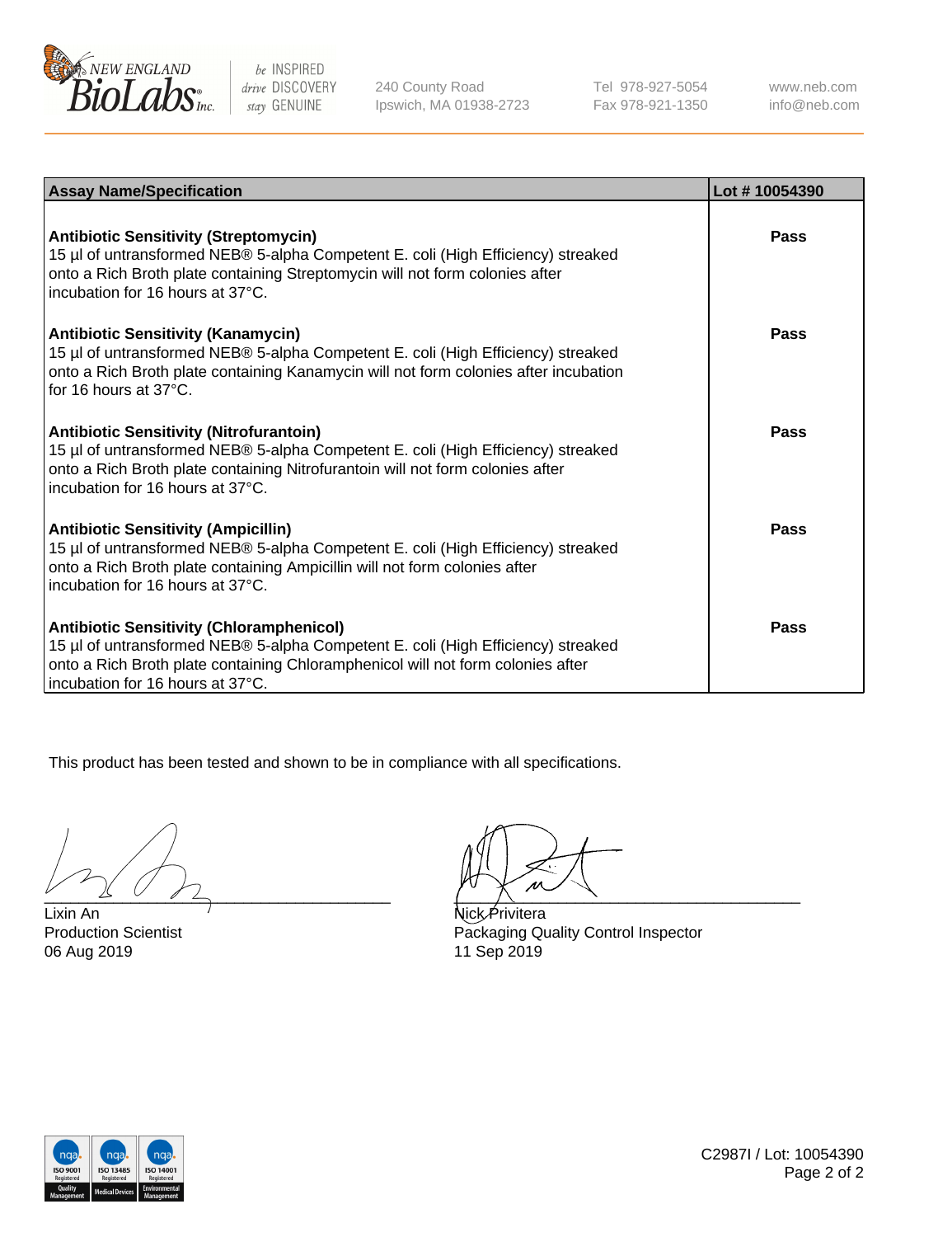| Assay Name/Specification | Lot # 10054390 |
|---|---|
| **Antibiotic Sensitivity (Streptomycin)**<br>15 µl of untransformed NEB® 5-alpha Competent E. coli (High Efficiency) streaked onto a Rich Broth plate containing Streptomycin will not form colonies after incubation for 16 hours at 37°C. | **Pass** |
| **Antibiotic Sensitivity (Kanamycin)**<br>15 µl of untransformed NEB® 5-alpha Competent E. coli (High Efficiency) streaked onto a Rich Broth plate containing Kanamycin will not form colonies after incubation for 16 hours at 37°C. | **Pass** |
| **Antibiotic Sensitivity (Nitrofurantoin)**<br>15 µl of untransformed NEB® 5-alpha Competent E. coli (High Efficiency) streaked onto a Rich Broth plate containing Nitrofurantoin will not form colonies after incubation for 16 hours at 37°C. | **Pass** |
| **Antibiotic Sensitivity (Ampicillin)**<br>15 µl of untransformed NEB® 5-alpha Competent E. coli (High Efficiency) streaked onto a Rich Broth plate containing Ampicillin will not form colonies after incubation for 16 hours at 37°C. | **Pass** |
| **Antibiotic Sensitivity (Chloramphenicol)**<br>15 µl of untransformed NEB® 5-alpha Competent E. coli (High Efficiency) streaked onto a Rich Broth plate containing Chloramphenicol will not form colonies after incubation for 16 hours at 37°C. | **Pass** |

This product has been tested and shown to be in compliance with all specifications.

Lixin An
Production Scientist
06 Aug 2019

Nick Privitera
Packaging Quality Control Inspector
11 Sep 2019

C2987I / Lot: 10054390